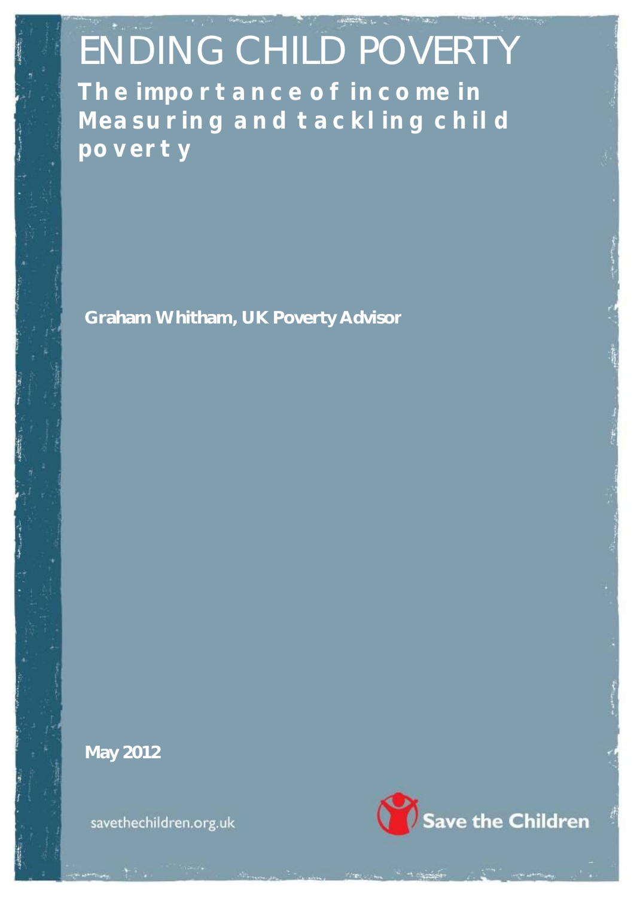# ENDING CHILD POVERTY

## The importance of income in Measuring and tackling child poverty

**Graham Whitham, UK Poverty Advisor**

**May 2012**

savethechildren.org.uk

Save the Children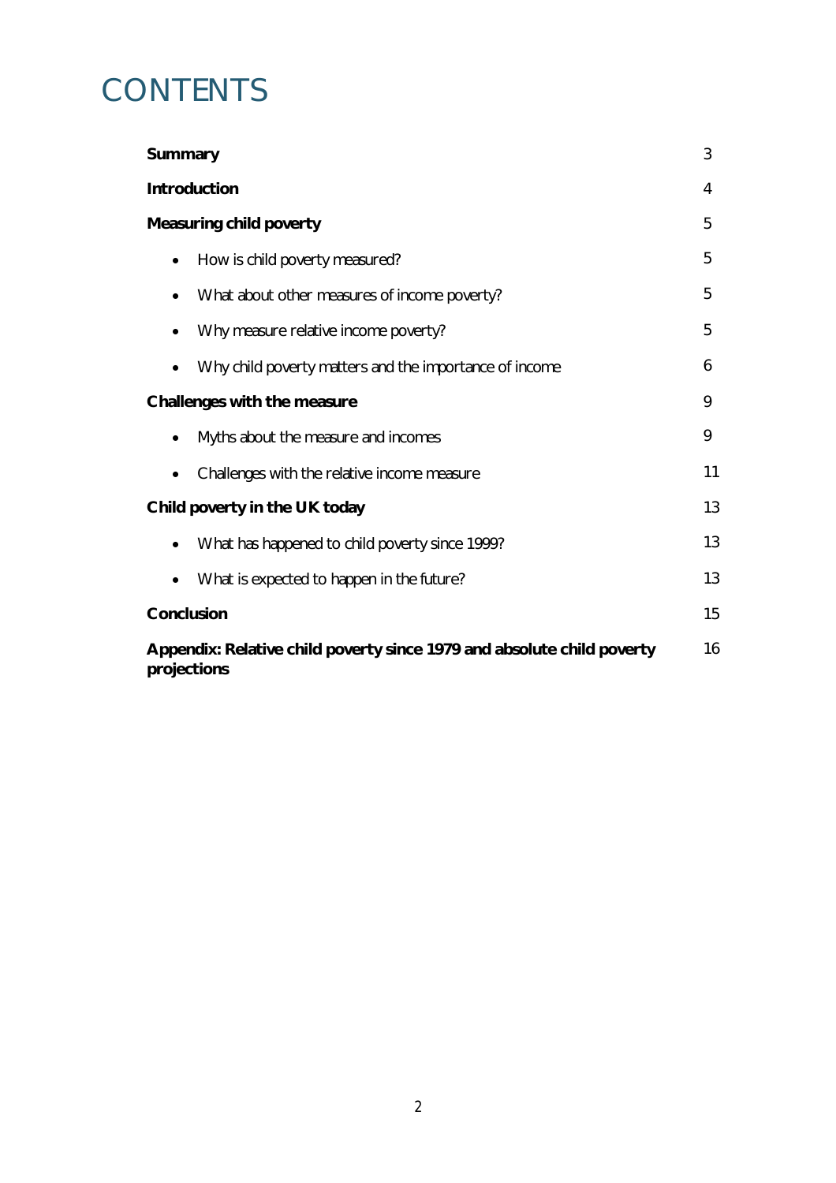# CONTENTS

| | |
|---|---|
| **Summary** | 3 |
| **Introduction** | 4 |
| **Measuring child poverty** | 5 |
| • How is child poverty measured? | 5 |
| • What about other measures of income poverty? | 5 |
| • Why measure relative income poverty? | 5 |
| • Why child poverty matters and the importance of income | 6 |
| **Challenges with the measure** | 9 |
| • Myths about the measure and incomes | 9 |
| • Challenges with the relative income measure | 11 |
| **Child poverty in the UK today** | 13 |
| • What has happened to child poverty since 1999? | 13 |
| • What is expected to happen in the future? | 13 |
| **Conclusion** | 15 |
| **Appendix: Relative child poverty since 1979 and absolute child poverty projections** | 16 |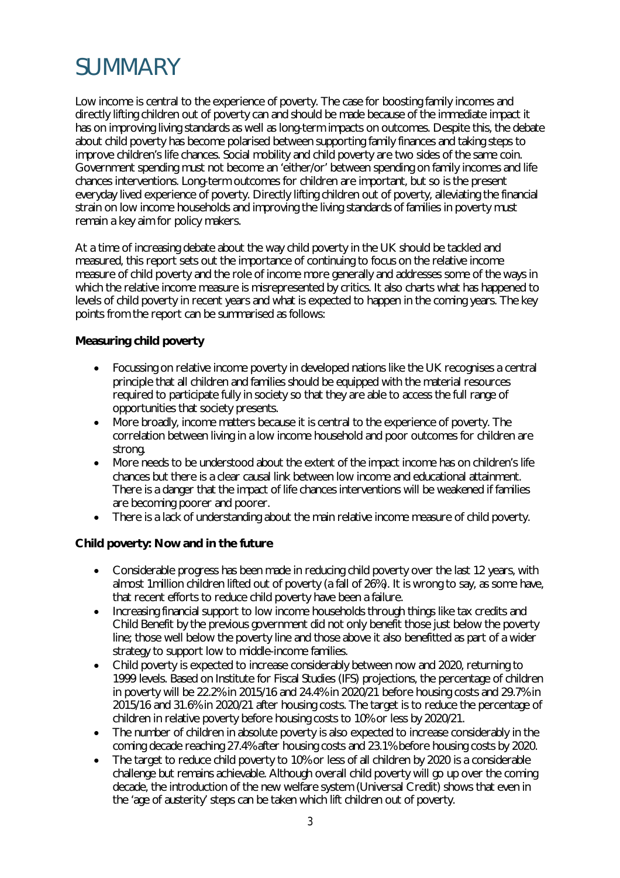# SUMMARY

Low income is central to the experience of poverty. The case for boosting family incomes and directly lifting children out of poverty can and should be made because of the immediate impact it has on improving living standards as well as long-term impacts on outcomes. Despite this, the debate about child poverty has become polarised between supporting family finances and taking steps to improve children's life chances. Social mobility and child poverty are two sides of the same coin. Government spending must not become an 'either/or' between spending on family incomes and life chances interventions. Long-term outcomes for children are important, but so is the present everyday lived experience of poverty. Directly lifting children out of poverty, alleviating the financial strain on low income households and improving the living standards of families in poverty must remain a key aim for policy makers.

At a time of increasing debate about the way child poverty in the UK should be tackled and measured, this report sets out the importance of continuing to focus on the relative income measure of child poverty and the role of income more generally and addresses some of the ways in which the relative income measure is misrepresented by critics. It also charts what has happened to levels of child poverty in recent years and what is expected to happen in the coming years. The key points from the report can be summarised as follows:

**Measuring child poverty**

- Focussing on relative income poverty in developed nations like the UK recognises a central principle that all children and families should be equipped with the material resources required to participate fully in society so that they are able to access the full range of opportunities that society presents.
- More broadly, income matters because it is central to the experience of poverty. The correlation between living in a low income household and poor outcomes for children are strong.
- More needs to be understood about the extent of the impact income has on children's life chances but there is a clear causal link between low income and educational attainment. There is a danger that the impact of life chances interventions will be weakened if families are becoming poorer and poorer.
- There is a lack of understanding about the main relative income measure of child poverty.

**Child poverty: Now and in the future**

- Considerable progress has been made in reducing child poverty over the last 12 years, with almost 1million children lifted out of poverty (a fall of 26%). It is wrong to say, as some have, that recent efforts to reduce child poverty have been a failure.
- Increasing financial support to low income households through things like tax credits and Child Benefit by the previous government did not only benefit those just below the poverty line; those well below the poverty line and those above it also benefitted as part of a wider strategy to support low to middle-income families.
- Child poverty is expected to increase considerably between now and 2020, returning to 1999 levels. Based on Institute for Fiscal Studies (IFS) projections, the percentage of children in poverty will be 22.2% in 2015/16 and 24.4% in 2020/21 before housing costs and 29.7% in 2015/16 and 31.6% in 2020/21 after housing costs. The target is to reduce the percentage of children in relative poverty before housing costs to 10% or less by 2020/21.
- The number of children in absolute poverty is also expected to increase considerably in the coming decade reaching 27.4% after housing costs and 23.1% before housing costs by 2020.
- The target to reduce child poverty to 10% or less of all children by 2020 is a considerable challenge but remains achievable. Although overall child poverty will go up over the coming decade, the introduction of the new welfare system (Universal Credit) shows that even in the 'age of austerity' steps can be taken which lift children out of poverty.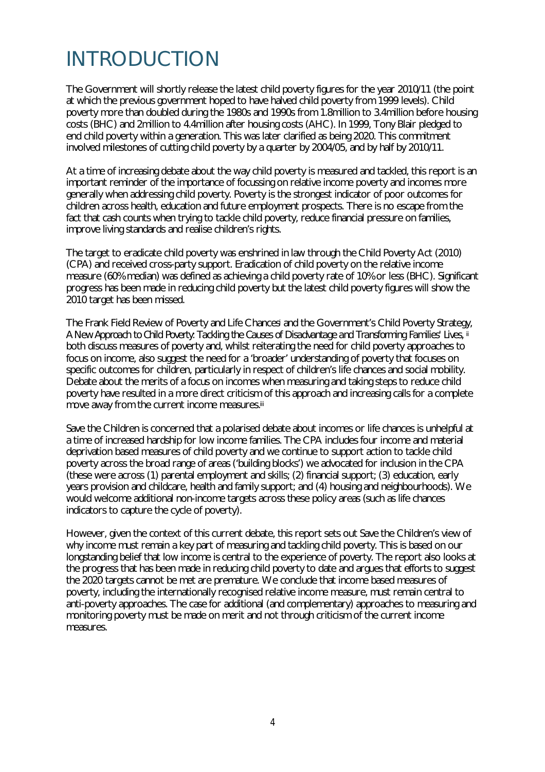# INTRODUCTION

The Government will shortly release the latest child poverty figures for the year 2010/11 (the point at which the previous government hoped to have halved child poverty from 1999 levels). Child poverty more than doubled during the 1980s and 1990s from 1.8million to 3.4million before housing costs (BHC) and 2million to 4.4million after housing costs (AHC). In 1999, Tony Blair pledged to end child poverty within a generation. This was later clarified as being 2020. This commitment involved milestones of cutting child poverty by a quarter by 2004/05, and by half by 2010/11.

At a time of increasing debate about the way child poverty is measured and tackled, this report is an important reminder of the importance of focussing on relative income poverty and incomes more generally when addressing child poverty. Poverty is the strongest indicator of poor outcomes for children across health, education and future employment prospects. There is no escape from the fact that cash counts when trying to tackle child poverty, reduce financial pressure on families, improve living standards and realise children's rights.

The target to eradicate child poverty was enshrined in law through the Child Poverty Act (2010) (CPA) and received cross-party support. Eradication of child poverty on the relative income measure (60% median) was defined as achieving a child poverty rate of 10% or less (BHC). Significant progress has been made in reducing child poverty but the latest child poverty figures will show the 2010 target has been missed.

The Frank Field Review of Poverty and Life Chances[i] and the Government's Child Poverty Strategy, *A New Approach to Child Poverty: Tackling the Causes of Disadvantage and Transforming Families' Lives,* [ii] both discuss measures of poverty and, whilst reiterating the need for child poverty approaches to focus on income, also suggest the need for a 'broader' understanding of poverty that focuses on specific outcomes for children, particularly in respect of children's life chances and social mobility. Debate about the merits of a focus on incomes when measuring and taking steps to reduce child poverty have resulted in a more direct criticism of this approach and increasing calls for a complete move away from the current income measures.[iii]

Save the Children is concerned that a polarised debate about incomes or life chances is unhelpful at a time of increased hardship for low income families. The CPA includes four income and material deprivation based measures of child poverty and we continue to support action to tackle child poverty across the broad range of areas ('building blocks') we advocated for inclusion in the CPA (these were across (1) parental employment and skills; (2) financial support; (3) education, early years provision and childcare, health and family support; and (4) housing and neighbourhoods). We would welcome additional non-income targets across these policy areas (such as life chances indicators to capture the cycle of poverty).

However, given the context of this current debate, this report sets out Save the Children's view of why income must remain a key part of measuring and tackling child poverty. This is based on our longstanding belief that low income is central to the experience of poverty. The report also looks at the progress that has been made in reducing child poverty to date and argues that efforts to suggest the 2020 targets cannot be met are premature. We conclude that income based measures of poverty, including the internationally recognised relative income measure, must remain central to anti-poverty approaches. The case for additional (and complementary) approaches to measuring and monitoring poverty must be made on merit and not through criticism of the current income measures.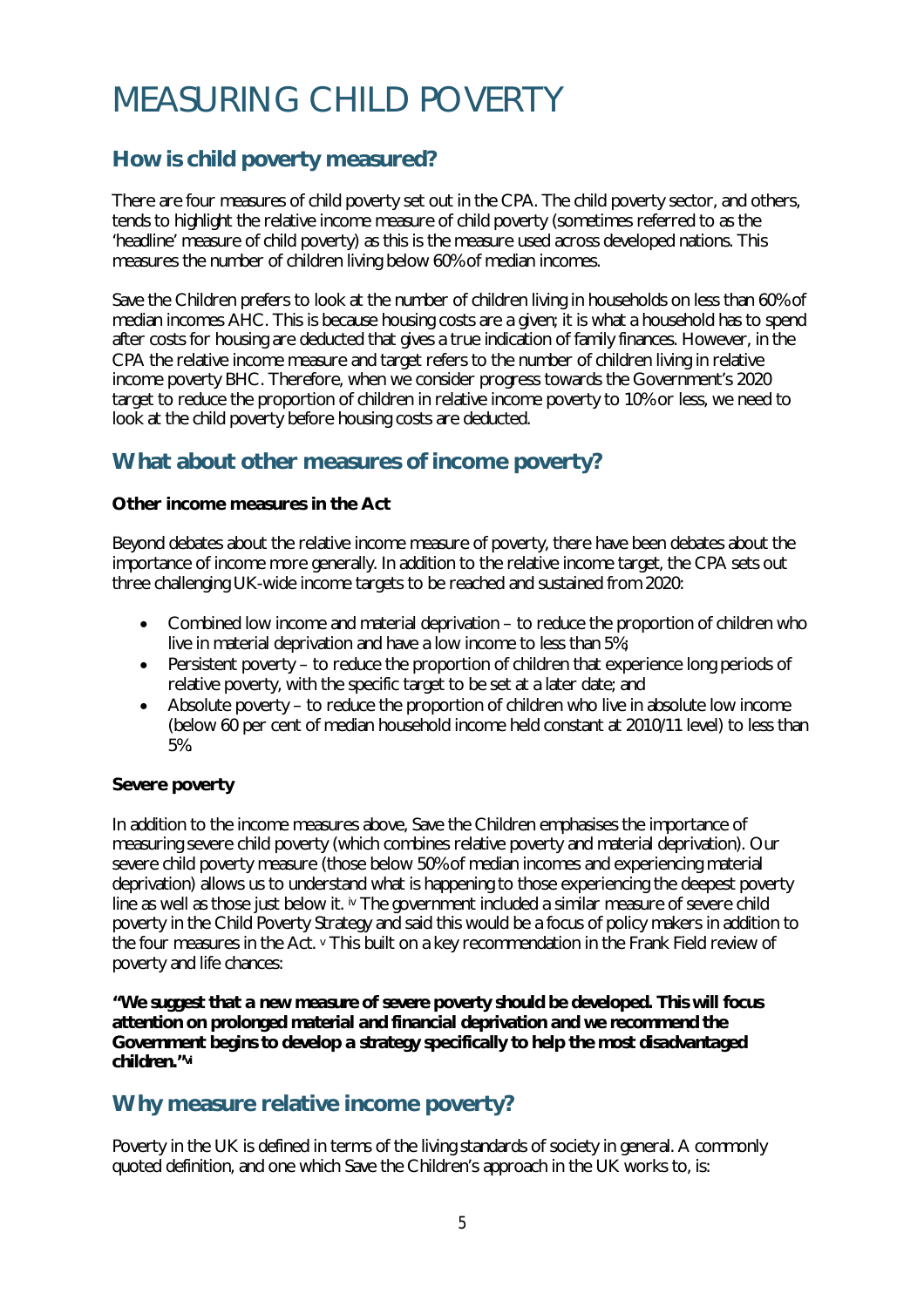# MEASURING CHILD POVERTY

## How is child poverty measured?

There are four measures of child poverty set out in the CPA. The child poverty sector, and others, tends to highlight the relative income measure of child poverty (sometimes referred to as the 'headline' measure of child poverty) as this is the measure used across developed nations. This measures the number of children living below 60% of median incomes.

Save the Children prefers to look at the number of children living in households on less than 60% of median incomes AHC. This is because housing costs are a given; it is what a household has to spend after costs for housing are deducted that gives a true indication of family finances. However, in the CPA the relative income measure and target refers to the number of children living in relative income poverty BHC. Therefore, when we consider progress towards the Government's 2020 target to reduce the proportion of children in relative income poverty to 10% or less, we need to look at the child poverty before housing costs are deducted.

## What about other measures of income poverty?

**Other income measures in the Act**

Beyond debates about the relative income measure of poverty, there have been debates about the importance of income more generally. In addition to the relative income target, the CPA sets out three challenging UK-wide income targets to be reached and sustained from 2020:

- Combined low income and material deprivation – to reduce the proportion of children who live in material deprivation and have a low income to less than 5%;
- Persistent poverty – to reduce the proportion of children that experience long periods of relative poverty, with the specific target to be set at a later date; and
- Absolute poverty – to reduce the proportion of children who live in absolute low income (below 60 per cent of median household income held constant at 2010/11 level) to less than 5%

**Severe poverty**

In addition to the income measures above, Save the Children emphasises the importance of measuring severe child poverty (which combines relative poverty and material deprivation). Our severe child poverty measure (those below 50% of median incomes and experiencing material deprivation) allows us to understand what is happening to those experiencing the deepest poverty line as well as those just below it. [iv] The government included a similar measure of severe child poverty in the Child Poverty Strategy and said this would be a focus of policy makers in addition to the four measures in the Act. [v] This built on a key recommendation in the Frank Field review of poverty and life chances:

**"We suggest that a new measure of severe poverty should be developed. This will focus attention on prolonged material and financial deprivation and we recommend the Government begins to develop a strategy specifically to help the most disadvantaged children."[vi]**

## Why measure relative income poverty?

Poverty in the UK is defined in terms of the living standards of society in general. A commonly quoted definition, and one which Save the Children's approach in the UK works to, is: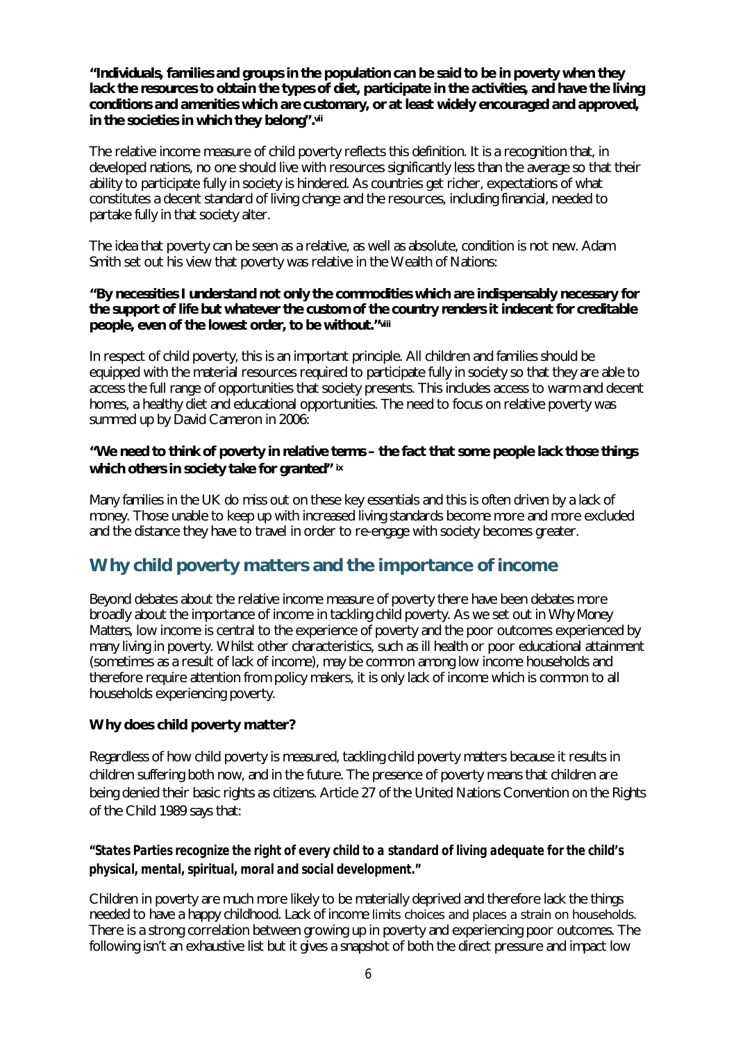**"Individuals, families and groups in the population can be said to be in poverty when they lack the resources to obtain the types of diet, participate in the activities, and have the living conditions and amenities which are customary, or at least widely encouraged and approved, in the societies in which they belong".[vii]**

The relative income measure of child poverty reflects this definition. It is a recognition that, in developed nations, no one should live with resources significantly less than the average so that their ability to participate fully in society is hindered. As countries get richer, expectations of what constitutes a decent standard of living change and the resources, including financial, needed to partake fully in that society alter.

The idea that poverty can be seen as a relative, as well as absolute, condition is not new. Adam Smith set out his view that poverty was relative in the Wealth of Nations:

**"By necessities I understand not only the commodities which are indispensably necessary for the support of life but whatever the custom of the country renders it indecent for creditable people, even of the lowest order, to be without."[viii]**

In respect of child poverty, this is an important principle. All children and families should be equipped with the material resources required to participate fully in society so that they are able to access the full range of opportunities that society presents. This includes access to warm and decent homes, a healthy diet and educational opportunities. The need to focus on relative poverty was summed up by David Cameron in 2006:

**"We need to think of poverty in relative terms – the fact that some people lack those things which others in society take for granted" [ix]**

Many families in the UK do miss out on these key essentials and this is often driven by a lack of money. Those unable to keep up with increased living standards become more and more excluded and the distance they have to travel in order to re-engage with society becomes greater.

## Why child poverty matters and the importance of income

Beyond debates about the relative income measure of poverty there have been debates more broadly about the importance of income in tackling child poverty. As we set out in Why Money Matters, low income is central to the experience of poverty and the poor outcomes experienced by many living in poverty. Whilst other characteristics, such as ill health or poor educational attainment (sometimes as a result of lack of income), may be common among low income households and therefore require attention from policy makers, it is only lack of income which is common to all households experiencing poverty.

**Why does child poverty matter?**

Regardless of how child poverty is measured, tackling child poverty matters because it results in children suffering both now, and in the future. The presence of poverty means that children are being denied their basic rights as citizens. Article 27 of the United Nations Convention on the Rights of the Child 1989 says that:

***"States Parties recognize the right of every child to a standard of living adequate for the child's physical, mental, spiritual, moral and social development."***

Children in poverty are much more likely to be materially deprived and therefore lack the things needed to have a happy childhood. Lack of income limits choices and places a strain on households. There is a strong correlation between growing up in poverty and experiencing poor outcomes. The following isn't an exhaustive list but it gives a snapshot of both the direct pressure and impact low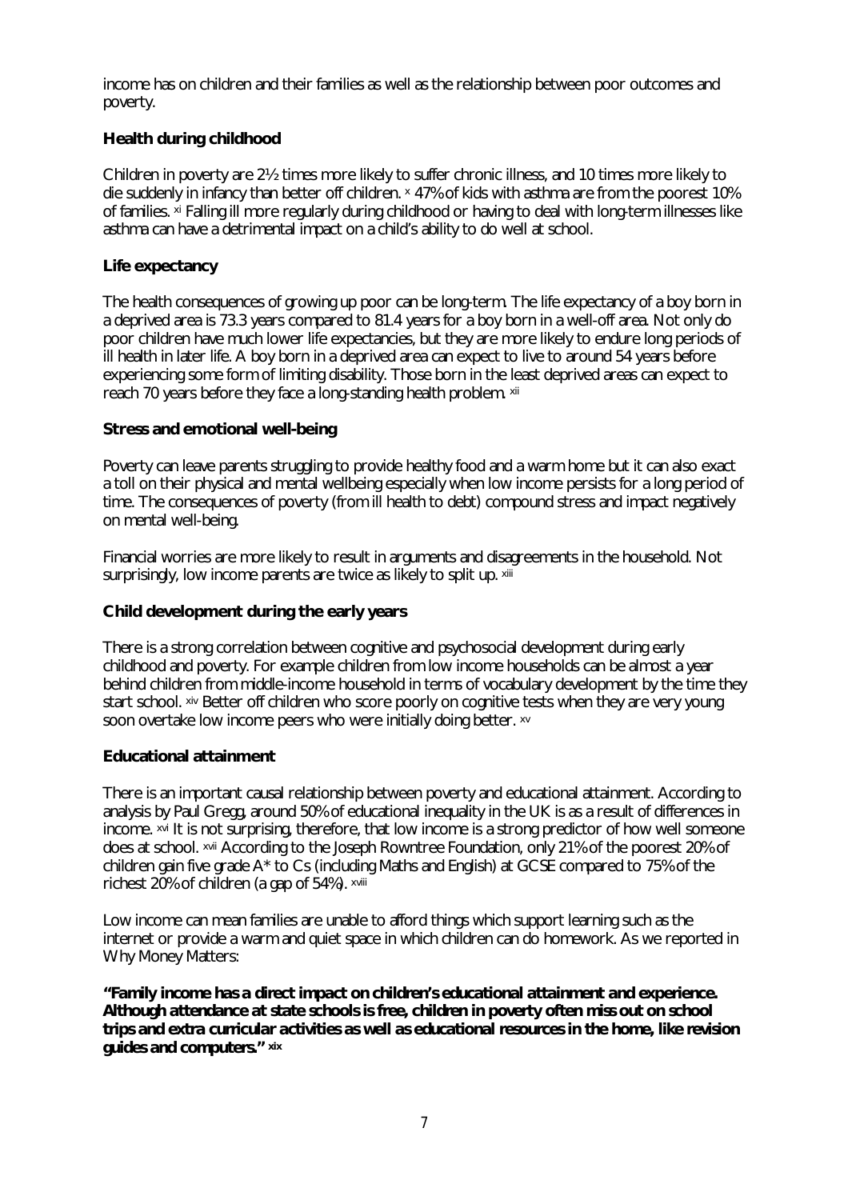income has on children and their families as well as the relationship between poor outcomes and poverty.

**Health during childhood**

Children in poverty are 2½ times more likely to suffer chronic illness, and 10 times more likely to die suddenly in infancy than better off children. [x] 47% of kids with asthma are from the poorest 10% of families. [xi] Falling ill more regularly during childhood or having to deal with long-term illnesses like asthma can have a detrimental impact on a child's ability to do well at school.

**Life expectancy**

The health consequences of growing up poor can be long-term. The life expectancy of a boy born in a deprived area is 73.3 years compared to 81.4 years for a boy born in a well-off area. Not only do poor children have much lower life expectancies, but they are more likely to endure long periods of ill health in later life. A boy born in a deprived area can expect to live to around 54 years before experiencing some form of limiting disability. Those born in the least deprived areas can expect to reach 70 years before they face a long-standing health problem. [xii]

**Stress and emotional well-being**

Poverty can leave parents struggling to provide healthy food and a warm home but it can also exact a toll on their physical and mental wellbeing especially when low income persists for a long period of time. The consequences of poverty (from ill health to debt) compound stress and impact negatively on mental well-being.

Financial worries are more likely to result in arguments and disagreements in the household. Not surprisingly, low income parents are twice as likely to split up. [xiii]

**Child development during the early years**

There is a strong correlation between cognitive and psychosocial development during early childhood and poverty. For example children from low income households can be almost a year behind children from middle-income household in terms of vocabulary development by the time they start school. [xiv] Better off children who score poorly on cognitive tests when they are very young soon overtake low income peers who were initially doing better. [xv]

**Educational attainment**

There is an important causal relationship between poverty and educational attainment. According to analysis by Paul Gregg, around 50% of educational inequality in the UK is as a result of differences in income. [xvi] It is not surprising, therefore, that low income is a strong predictor of how well someone does at school. [xvii] According to the Joseph Rowntree Foundation, only 21% of the poorest 20% of children gain five grade A* to Cs (including Maths and English) at GCSE compared to 75% of the richest 20% of children (a gap of 54%). [xviii]

Low income can mean families are unable to afford things which support learning such as the internet or provide a warm and quiet space in which children can do homework. As we reported in Why Money Matters:

**"Family income has a direct impact on children's educational attainment and experience. Although attendance at state schools is free, children in poverty often miss out on school trips and extra curricular activities as well as educational resources in the home, like revision guides and computers." [xix]**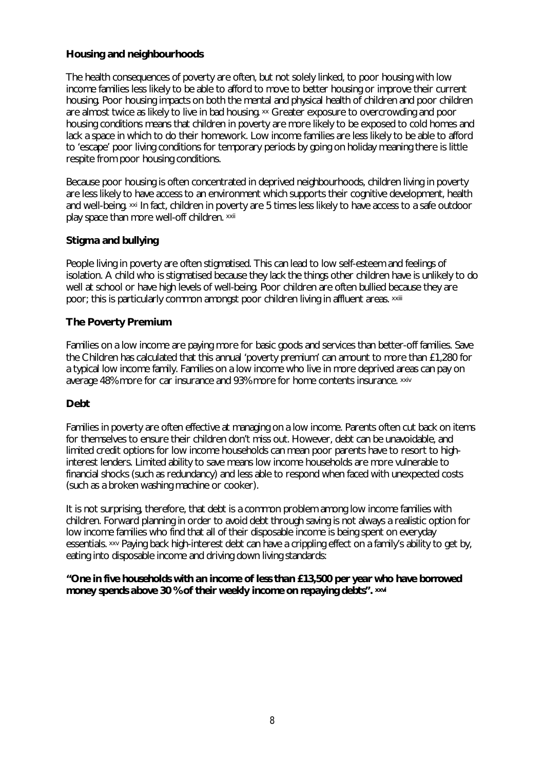## Housing and neighbourhoods

The health consequences of poverty are often, but not solely linked, to poor housing with low income families less likely to be able to afford to move to better housing or improve their current housing. Poor housing impacts on both the mental and physical health of children and poor children are almost twice as likely to live in bad housing. [xx] Greater exposure to overcrowding and poor housing conditions means that children in poverty are more likely to be exposed to cold homes and lack a space in which to do their homework. Low income families are less likely to be able to afford to 'escape' poor living conditions for temporary periods by going on holiday meaning there is little respite from poor housing conditions.

Because poor housing is often concentrated in deprived neighbourhoods, children living in poverty are less likely to have access to an environment which supports their cognitive development, health and well-being. [xxi] In fact, children in poverty are 5 times less likely to have access to a safe outdoor play space than more well-off children. [xxii]

## Stigma and bullying

People living in poverty are often stigmatised. This can lead to low self-esteem and feelings of isolation. A child who is stigmatised because they lack the things other children have is unlikely to do well at school or have high levels of well-being. Poor children are often bullied because they are poor; this is particularly common amongst poor children living in affluent areas. [xxiii]

## The Poverty Premium

Families on a low income are paying more for basic goods and services than better-off families. Save the Children has calculated that this annual 'poverty premium' can amount to more than £1,280 for a typical low income family. Families on a low income who live in more deprived areas can pay on average 48% more for car insurance and 93% more for home contents insurance. [xxiv]

## Debt

Families in poverty are often effective at managing on a low income. Parents often cut back on items for themselves to ensure their children don't miss out. However, debt can be unavoidable, and limited credit options for low income households can mean poor parents have to resort to high-interest lenders. Limited ability to save means low income households are more vulnerable to financial shocks (such as redundancy) and less able to respond when faced with unexpected costs (such as a broken washing machine or cooker).

It is not surprising, therefore, that debt is a common problem among low income families with children. Forward planning in order to avoid debt through saving is not always a realistic option for low income families who find that all of their disposable income is being spent on everyday essentials. [xxv] Paying back high-interest debt can have a crippling effect on a family's ability to get by, eating into disposable income and driving down living standards:

**"One in five households with an income of less than £13,500 per year who have borrowed money spends above 30% of their weekly income on repaying debts". [xxvi]**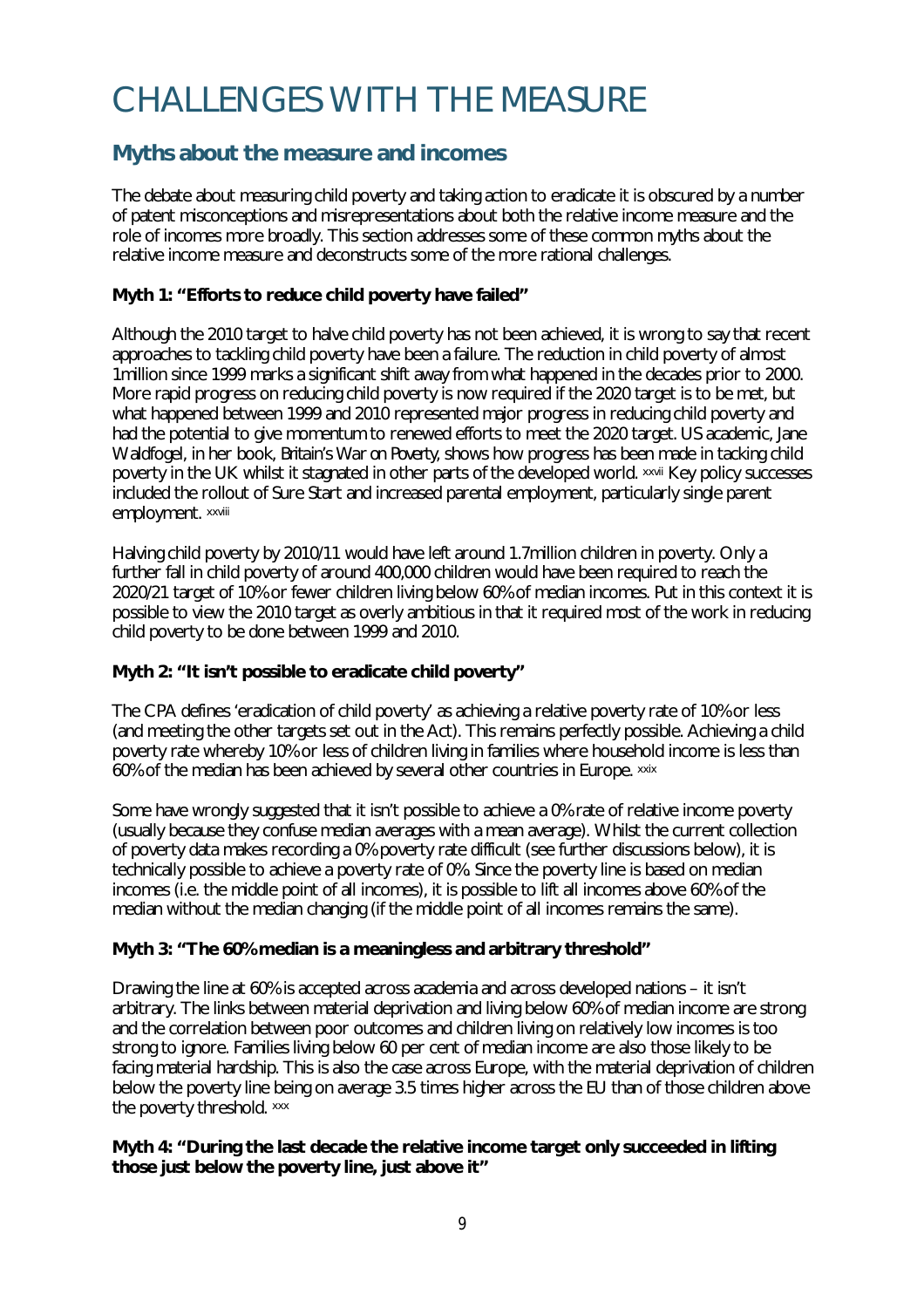# CHALLENGES WITH THE MEASURE

## Myths about the measure and incomes

The debate about measuring child poverty and taking action to eradicate it is obscured by a number of patent misconceptions and misrepresentations about both the relative income measure and the role of incomes more broadly. This section addresses some of these common myths about the relative income measure and deconstructs some of the more rational challenges.

**Myth 1: "Efforts to reduce child poverty have failed"**

Although the 2010 target to halve child poverty has not been achieved, it is wrong to say that recent approaches to tackling child poverty have been a failure. The reduction in child poverty of almost 1million since 1999 marks a significant shift away from what happened in the decades prior to 2000. More rapid progress on reducing child poverty is now required if the 2020 target is to be met, but what happened between 1999 and 2010 represented major progress in reducing child poverty and had the potential to give momentum to renewed efforts to meet the 2020 target. US academic, Jane Waldfogel, in her book, *Britain's War on Poverty*, shows how progress has been made in tacking child poverty in the UK whilst it stagnated in other parts of the developed world. [xxvii] Key policy successes included the rollout of Sure Start and increased parental employment, particularly single parent employment. [xxviii]

Halving child poverty by 2010/11 would have left around 1.7million children in poverty. Only a further fall in child poverty of around 400,000 children would have been required to reach the 2020/21 target of 10% or fewer children living below 60% of median incomes. Put in this context it is possible to view the 2010 target as overly ambitious in that it required most of the work in reducing child poverty to be done between 1999 and 2010.

**Myth 2: "It isn't possible to eradicate child poverty"**

The CPA defines 'eradication of child poverty' as achieving a relative poverty rate of 10% or less (and meeting the other targets set out in the Act). This remains perfectly possible. Achieving a child poverty rate whereby 10% or less of children living in families where household income is less than 60% of the median has been achieved by several other countries in Europe. [xxix]

Some have wrongly suggested that it isn't possible to achieve a 0% rate of relative income poverty (usually because they confuse median averages with a mean average). Whilst the current collection of poverty data makes recording a 0% poverty rate difficult (see further discussions below), it is technically possible to achieve a poverty rate of 0%. Since the poverty line is based on median incomes (i.e. the middle point of all incomes), it is possible to lift all incomes above 60% of the median without the median changing (if the middle point of all incomes remains the same).

**Myth 3: "The 60% median is a meaningless and arbitrary threshold"**

Drawing the line at 60% is accepted across academia and across developed nations – it isn't arbitrary. The links between material deprivation and living below 60% of median income are strong and the correlation between poor outcomes and children living on relatively low incomes is too strong to ignore. Families living below 60 per cent of median income are also those likely to be facing material hardship. This is also the case across Europe, with the material deprivation of children below the poverty line being on average 3.5 times higher across the EU than of those children above the poverty threshold. [xxx]

**Myth 4: "During the last decade the relative income target only succeeded in lifting those just below the poverty line, just above it"**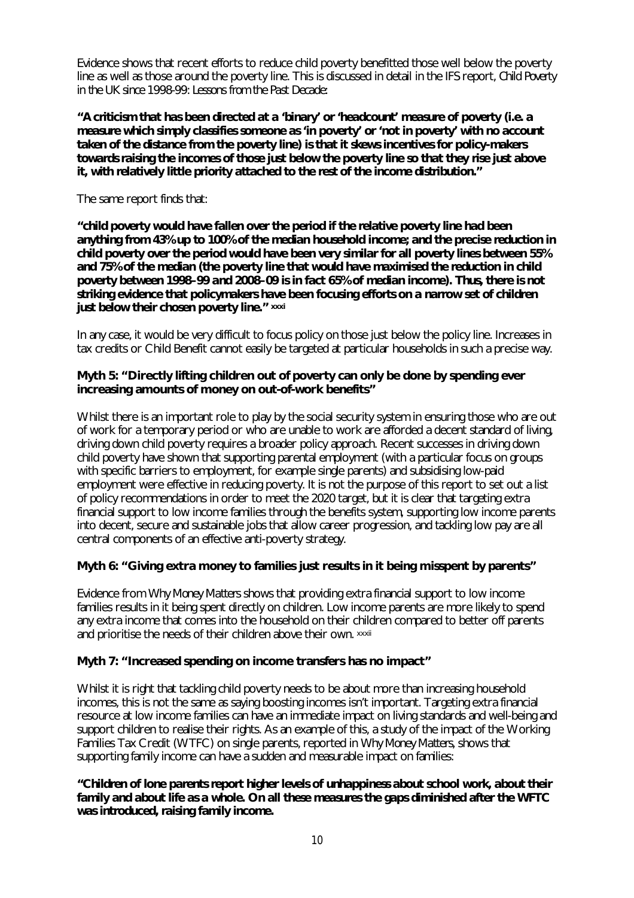Evidence shows that recent efforts to reduce child poverty benefitted those well below the poverty line as well as those around the poverty line. This is discussed in detail in the IFS report, *Child Poverty in the UK since 1998-99: Lessons from the Past Decade*:

**"A criticism that has been directed at a 'binary' or 'headcount' measure of poverty (i.e. a measure which simply classifies someone as 'in poverty' or 'not in poverty' with no account taken of the distance from the poverty line) is that it skews incentives for policy-makers towards raising the incomes of those just below the poverty line so that they rise just above it, with relatively little priority attached to the rest of the income distribution."**

The same report finds that:

**"child poverty would have fallen over the period if the relative poverty line had been anything from 43% up to 100% of the median household income; and the precise reduction in child poverty over the period would have been very similar for all poverty lines between 55% and 75% of the median (the poverty line that would have maximised the reduction in child poverty between 1998–99 and 2008–09 is in fact 65% of median income). Thus, there is not striking evidence that policymakers have been focusing efforts on a narrow set of children just below their chosen poverty line."** [xxxi]

In any case, it would be very difficult to focus policy on those just below the policy line. Increases in tax credits or Child Benefit cannot easily be targeted at particular households in such a precise way.

### Myth 5: "Directly lifting children out of poverty can only be done by spending ever increasing amounts of money on out-of-work benefits"

Whilst there is an important role to play by the social security system in ensuring those who are out of work for a temporary period or who are unable to work are afforded a decent standard of living, driving down child poverty requires a broader policy approach. Recent successes in driving down child poverty have shown that supporting parental employment (with a particular focus on groups with specific barriers to employment, for example single parents) and subsidising low-paid employment were effective in reducing poverty. It is not the purpose of this report to set out a list of policy recommendations in order to meet the 2020 target, but it is clear that targeting extra financial support to low income families through the benefits system, supporting low income parents into decent, secure and sustainable jobs that allow career progression, and tackling low pay are all central components of an effective anti-poverty strategy.

### Myth 6: "Giving extra money to families just results in it being misspent by parents"

Evidence from *Why Money Matters* shows that providing extra financial support to low income families results in it being spent directly on children. Low income parents are more likely to spend any extra income that comes into the household on their children compared to better off parents and prioritise the needs of their children above their own. [xxxii]

### Myth 7: "Increased spending on income transfers has no impact"

Whilst it is right that tackling child poverty needs to be about more than increasing household incomes, this is not the same as saying boosting incomes isn't important. Targeting extra financial resource at low income families can have an immediate impact on living standards and well-being and support children to realise their rights. As an example of this, a study of the impact of the Working Families Tax Credit (WFTC) on single parents, reported in *Why Money Matters*, shows that supporting family income can have a sudden and measurable impact on families:

**"Children of lone parents report higher levels of unhappiness about school work, about their family and about life as a whole. On all these measures the gaps diminished after the WFTC was introduced, raising family income.**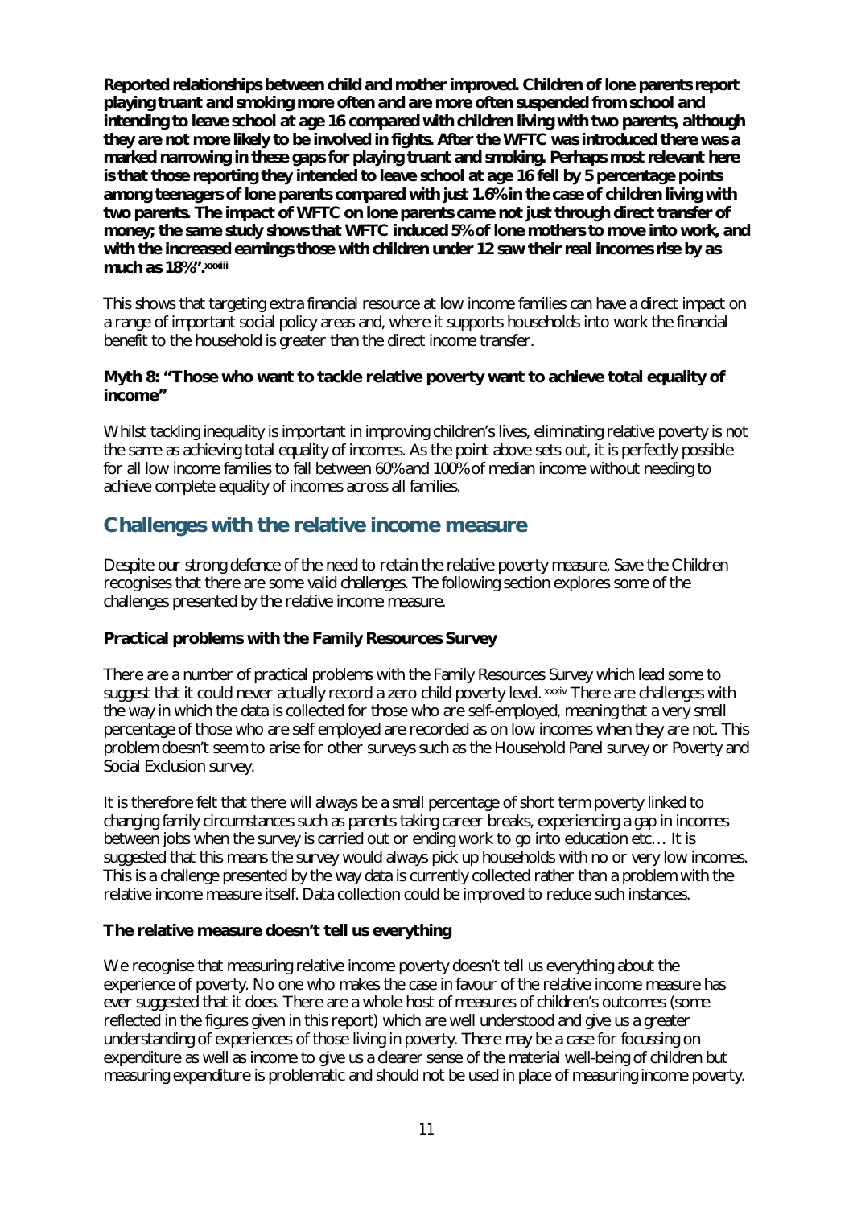**Reported relationships between child and mother improved. Children of lone parents report playing truant and smoking more often and are more often suspended from school and intending to leave school at age 16 compared with children living with two parents, although they are not more likely to be involved in fights. After the WFTC was introduced there was a marked narrowing in these gaps for playing truant and smoking. Perhaps most relevant here is that those reporting they intended to leave school at age 16 fell by 5 percentage points among teenagers of lone parents compared with just 1.6% in the case of children living with two parents. The impact of WFTC on lone parents came not just through direct transfer of money; the same study shows that WFTC induced 5% of lone mothers to move into work, and with the increased earnings those with children under 12 saw their real incomes rise by as much as 18%".[xxxiii]**

This shows that targeting extra financial resource at low income families can have a direct impact on a range of important social policy areas and, where it supports households into work the financial benefit to the household is greater than the direct income transfer.

**Myth 8: "Those who want to tackle relative poverty want to achieve total equality of income"**

Whilst tackling inequality is important in improving children's lives, eliminating relative poverty is not the same as achieving total equality of incomes. As the point above sets out, it is perfectly possible for all low income families to fall between 60% and 100% of median income without needing to achieve complete equality of incomes across all families.

## Challenges with the relative income measure

Despite our strong defence of the need to retain the relative poverty measure, Save the Children recognises that there are some valid challenges. The following section explores some of the challenges presented by the relative income measure.

**Practical problems with the Family Resources Survey**

There are a number of practical problems with the Family Resources Survey which lead some to suggest that it could never actually record a zero child poverty level.[xxxiv] There are challenges with the way in which the data is collected for those who are self-employed, meaning that a very small percentage of those who are self employed are recorded as on low incomes when they are not. This problem doesn't seem to arise for other surveys such as the Household Panel survey or Poverty and Social Exclusion survey.

It is therefore felt that there will always be a small percentage of short term poverty linked to changing family circumstances such as parents taking career breaks, experiencing a gap in incomes between jobs when the survey is carried out or ending work to go into education etc… It is suggested that this means the survey would always pick up households with no or very low incomes. This is a challenge presented by the way data is currently collected rather than a problem with the relative income measure itself. Data collection could be improved to reduce such instances.

**The relative measure doesn't tell us everything**

We recognise that measuring relative income poverty doesn't tell us everything about the experience of poverty. No one who makes the case in favour of the relative income measure has ever suggested that it does. There are a whole host of measures of children's outcomes (some reflected in the figures given in this report) which are well understood and give us a greater understanding of experiences of those living in poverty. There may be a case for focussing on expenditure as well as income to give us a clearer sense of the material well-being of children but measuring expenditure is problematic and should not be used in place of measuring income poverty.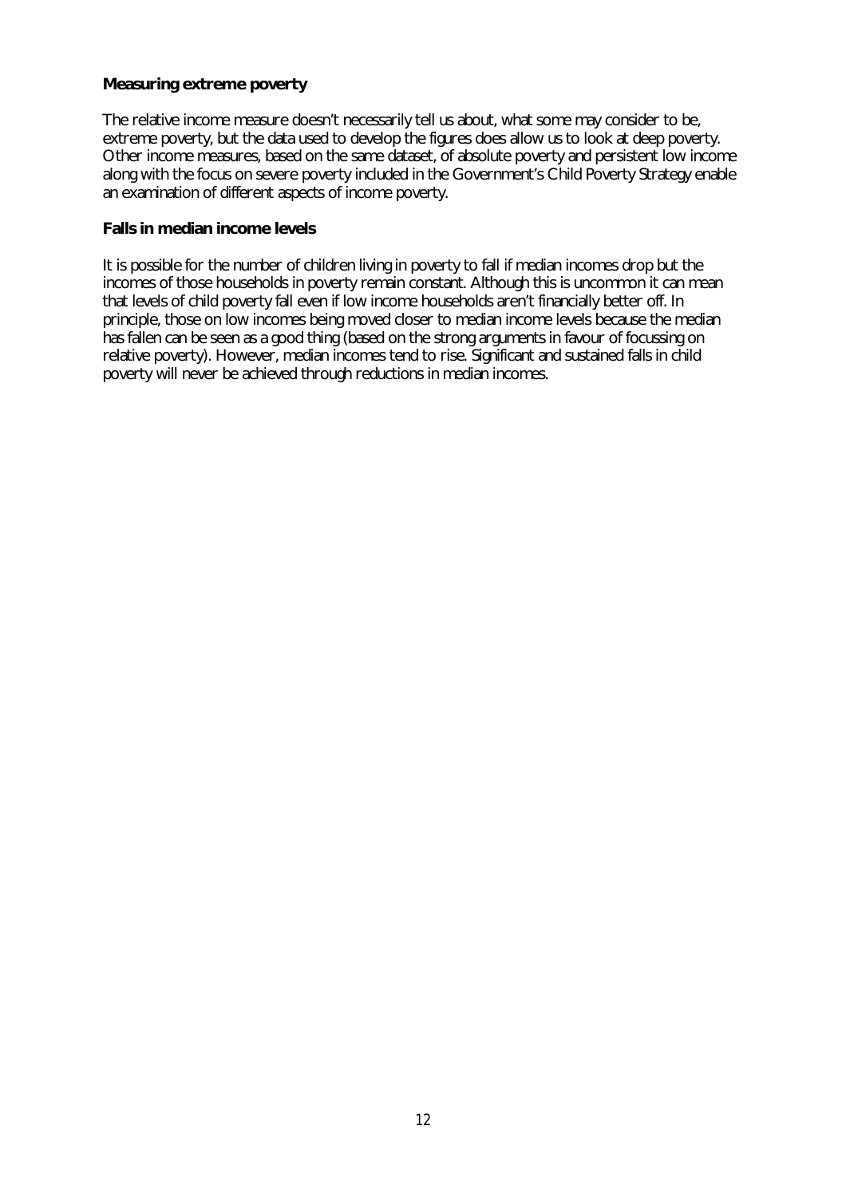**Measuring extreme poverty**

The relative income measure doesn't necessarily tell us about, what some may consider to be, extreme poverty, but the data used to develop the figures does allow us to look at deep poverty. Other income measures, based on the same dataset, of absolute poverty and persistent low income along with the focus on severe poverty included in the Government's Child Poverty Strategy enable an examination of different aspects of income poverty.

**Falls in median income levels**

It is possible for the number of children living in poverty to fall if median incomes drop but the incomes of those households in poverty remain constant. Although this is uncommon it can mean that levels of child poverty fall even if low income households aren't financially better off. In principle, those on low incomes being moved closer to median income levels because the median has fallen can be seen as a good thing (based on the strong arguments in favour of focussing on relative poverty). However, median incomes tend to rise. Significant and sustained falls in child poverty will never be achieved through reductions in median incomes.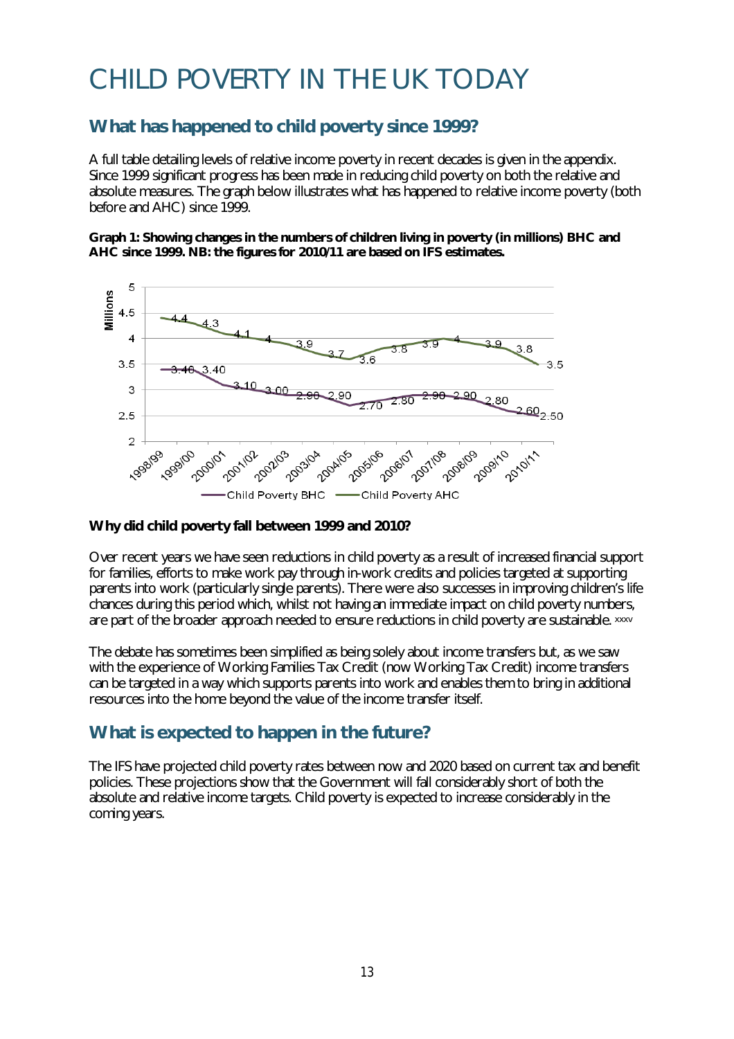# CHILD POVERTY IN THE UK TODAY

## What has happened to child poverty since 1999?

A full table detailing levels of relative income poverty in recent decades is given in the appendix. Since 1999 significant progress has been made in reducing child poverty on both the relative and absolute measures. The graph below illustrates what has happened to relative income poverty (both before and AHC) since 1999.

**Graph 1: Showing changes in the numbers of children living in poverty (in millions) BHC and AHC since 1999. NB: the figures for 2010/11 are based on IFS estimates.**

| Year | Child Poverty BHC | Child Poverty AHC |
|---|---|---|
| 1998/99 | 3.40 | 4.4 |
| 1999/00 | 3.40 | 4.3 |
| 2000/01 | 3.10 | 4.1 |
| 2001/02 | 3.00 | 4 |
| 2002/03 | 2.90 | 3.9 |
| 2003/04 | 2.90 | 3.7 |
| 2004/05 | 2.70 | 3.6 |
| 2005/06 | 2.80 | 3.8 |
| 2006/07 | 2.90 | 3.9 |
| 2007/08 | 2.90 | 4 |
| 2008/09 | 2.80 | 3.9 |
| 2009/10 | 2.60 | 3.8 |
| 2010/11 | 2.50 | 3.5 |

**Why did child poverty fall between 1999 and 2010?**

Over recent years we have seen reductions in child poverty as a result of increased financial support for families, efforts to make work pay through in-work credits and policies targeted at supporting parents into work (particularly single parents). There were also successes in improving children's life chances during this period which, whilst not having an immediate impact on child poverty numbers, are part of the broader approach needed to ensure reductions in child poverty are sustainable. [xxxv]

The debate has sometimes been simplified as being solely about income transfers but, as we saw with the experience of Working Families Tax Credit (now Working Tax Credit) income transfers can be targeted in a way which supports parents into work and enables them to bring in additional resources into the home beyond the value of the income transfer itself.

## What is expected to happen in the future?

The IFS have projected child poverty rates between now and 2020 based on current tax and benefit policies. These projections show that the Government will fall considerably short of both the absolute and relative income targets. Child poverty is expected to increase considerably in the coming years.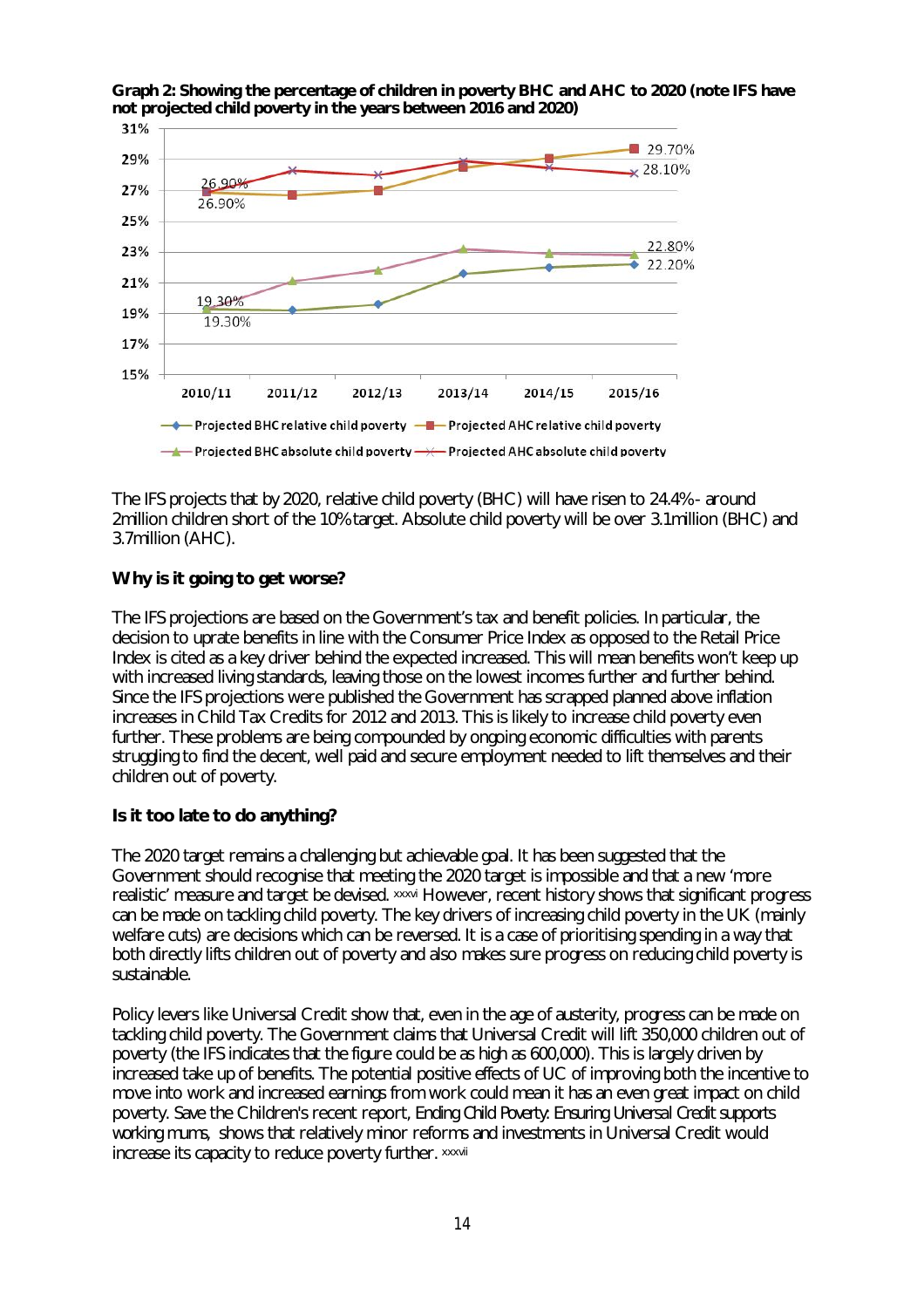**Graph 2: Showing the percentage of children in poverty BHC and AHC to 2020 (note IFS have not projected child poverty in the years between 2016 and 2020)**

The IFS projects that by 2020, relative child poverty (BHC) will have risen to 24.4%- around 2million children short of the 10% target. Absolute child poverty will be over 3.1million (BHC) and 3.7million (AHC).

### Why is it going to get worse?

The IFS projections are based on the Government's tax and benefit policies. In particular, the decision to uprate benefits in line with the Consumer Price Index as opposed to the Retail Price Index is cited as a key driver behind the expected increased. This will mean benefits won't keep up with increased living standards, leaving those on the lowest incomes further and further behind. Since the IFS projections were published the Government has scrapped planned above inflation increases in Child Tax Credits for 2012 and 2013. This is likely to increase child poverty even further. These problems are being compounded by ongoing economic difficulties with parents struggling to find the decent, well paid and secure employment needed to lift themselves and their children out of poverty.

### Is it too late to do anything?

The 2020 target remains a challenging but achievable goal. It has been suggested that the Government should recognise that meeting the 2020 target is impossible and that a new 'more realistic' measure and target be devised. [xxxvi] However, recent history shows that significant progress can be made on tackling child poverty. The key drivers of increasing child poverty in the UK (mainly welfare cuts) are decisions which can be reversed. It is a case of prioritising spending in a way that both directly lifts children out of poverty and also makes sure progress on reducing child poverty is sustainable.

Policy levers like Universal Credit show that, even in the age of austerity, progress can be made on tackling child poverty. The Government claims that Universal Credit will lift 350,000 children out of poverty (the IFS indicates that the figure could be as high as 600,000). This is largely driven by increased take up of benefits. The potential positive effects of UC of improving both the incentive to move into work and increased earnings from work could mean it has an even great impact on child poverty. Save the Children's recent report, *Ending Child Poverty: Ensuring Universal Credit supports working mums*, shows that relatively minor reforms and investments in Universal Credit would increase its capacity to reduce poverty further. [xxxvii]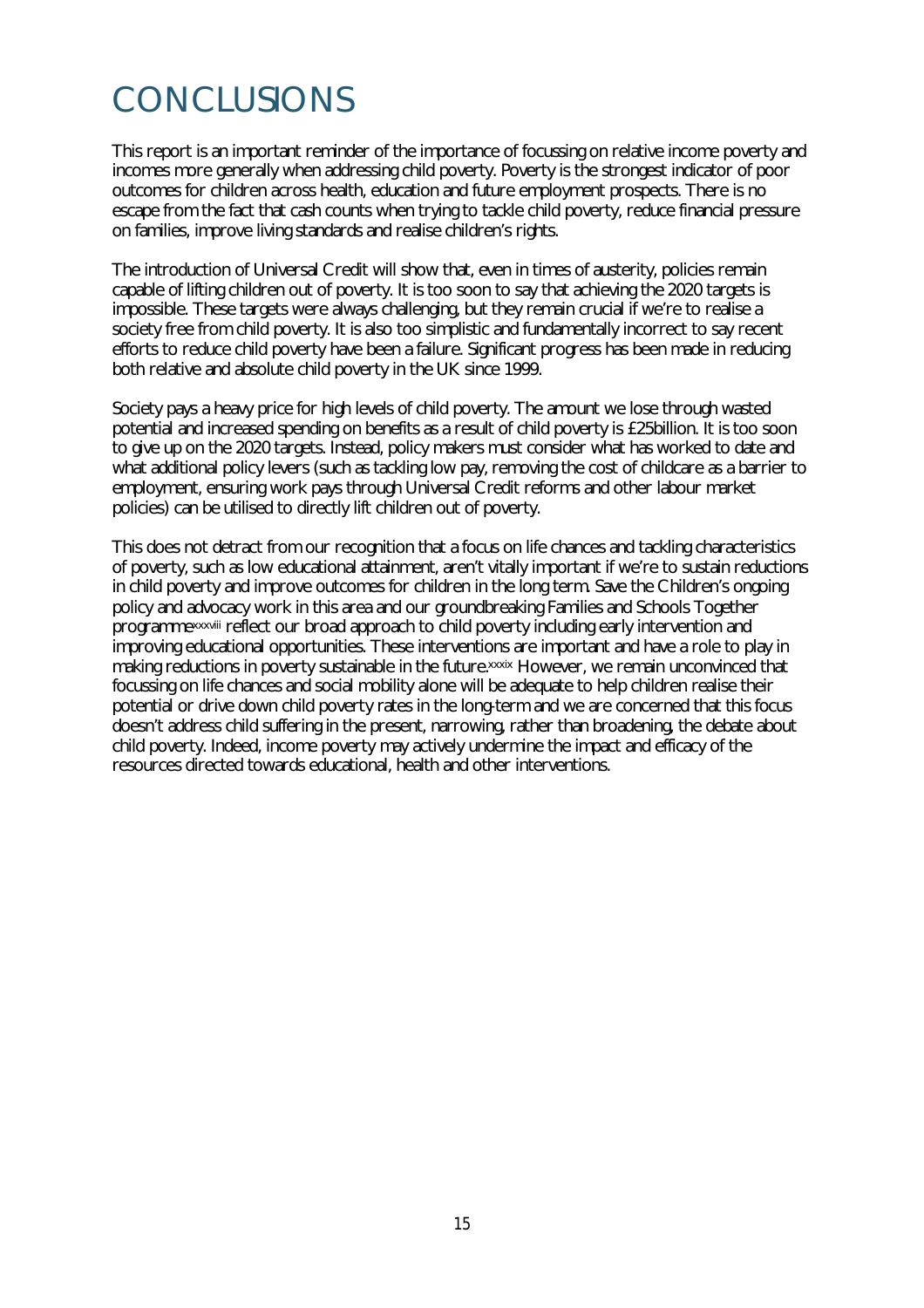# CONCLUSIONS

This report is an important reminder of the importance of focussing on relative income poverty and incomes more generally when addressing child poverty. Poverty is the strongest indicator of poor outcomes for children across health, education and future employment prospects. There is no escape from the fact that cash counts when trying to tackle child poverty, reduce financial pressure on families, improve living standards and realise children's rights.

The introduction of Universal Credit will show that, even in times of austerity, policies remain capable of lifting children out of poverty. It is too soon to say that achieving the 2020 targets is impossible. These targets were always challenging, but they remain crucial if we're to realise a society free from child poverty. It is also too simplistic and fundamentally incorrect to say recent efforts to reduce child poverty have been a failure. Significant progress has been made in reducing both relative and absolute child poverty in the UK since 1999.

Society pays a heavy price for high levels of child poverty. The amount we lose through wasted potential and increased spending on benefits as a result of child poverty is £25billion. It is too soon to give up on the 2020 targets. Instead, policy makers must consider what has worked to date and what additional policy levers (such as tackling low pay, removing the cost of childcare as a barrier to employment, ensuring work pays through Universal Credit reforms and other labour market policies) can be utilised to directly lift children out of poverty.

This does not detract from our recognition that a focus on life chances and tackling characteristics of poverty, such as low educational attainment, aren't vitally important if we're to sustain reductions in child poverty and improve outcomes for children in the long term. Save the Children's ongoing policy and advocacy work in this area and our groundbreaking Families and Schools Together programme[xxxviii] reflect our broad approach to child poverty including early intervention and improving educational opportunities. These interventions are important and have a role to play in making reductions in poverty sustainable in the future.[xxxix] However, we remain unconvinced that focussing on life chances and social mobility alone will be adequate to help children realise their potential or drive down child poverty rates in the long-term and we are concerned that this focus doesn't address child suffering in the present, narrowing, rather than broadening, the debate about child poverty. Indeed, income poverty may actively undermine the impact and efficacy of the resources directed towards educational, health and other interventions.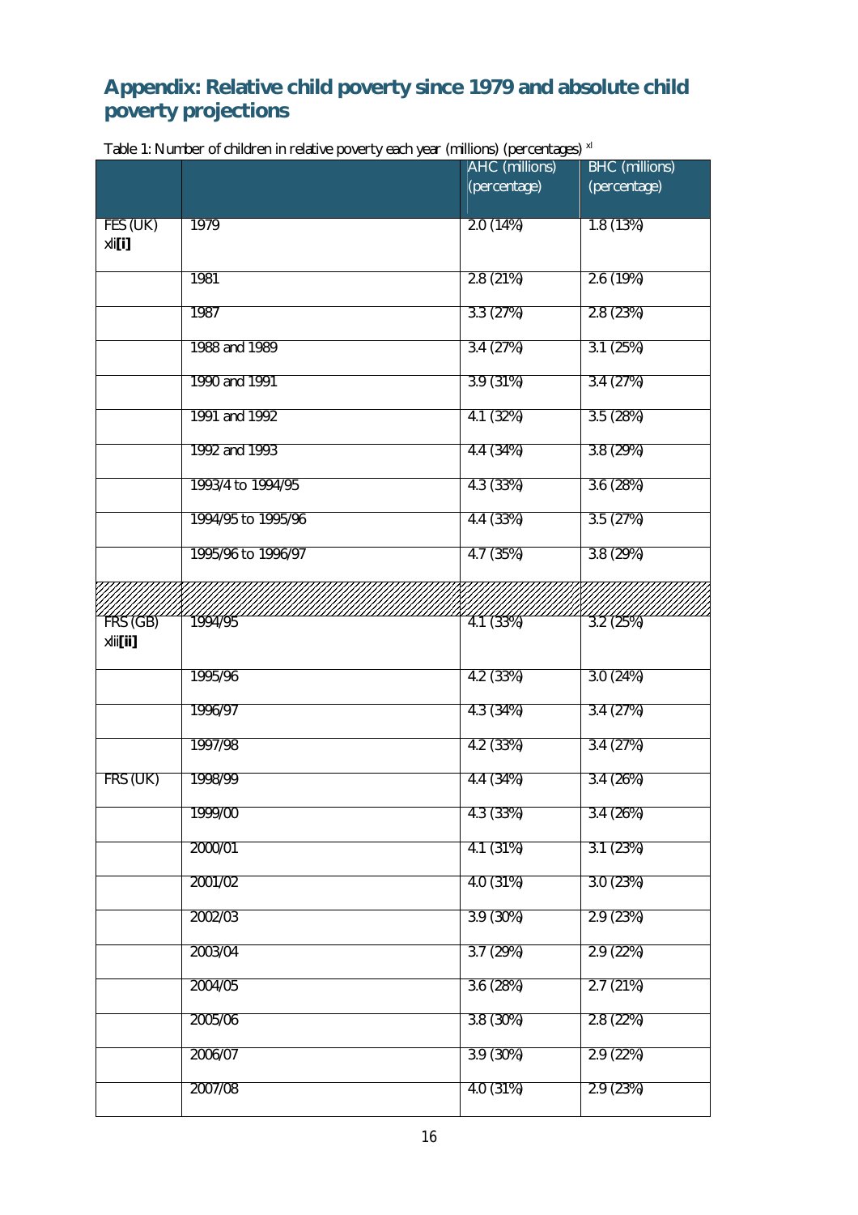## Appendix: Relative child poverty since 1979 and absolute child poverty projections

Table 1: Number of children in relative poverty each year (millions) (percentages) [xl]

| | | AHC (millions) (percentage) | BHC (millions) (percentage) |
|---|---|---|---|
| FES (UK) xli[i] | 1979 | 2.0 (14%) | 1.8 (13%) |
| | 1981 | 2.8 (21%) | 2.6 (19%) |
| | 1987 | 3.3 (27%) | 2.8 (23%) |
| | 1988 and 1989 | 3.4 (27%) | 3.1 (25%) |
| | 1990 and 1991 | 3.9 (31%) | 3.4 (27%) |
| | 1991 and 1992 | 4.1 (32%) | 3.5 (28%) |
| | 1992 and 1993 | 4.4 (34%) | 3.8 (29%) |
| | 1993/4 to 1994/95 | 4.3 (33%) | 3.6 (28%) |
| | 1994/95 to 1995/96 | 4.4 (33%) | 3.5 (27%) |
| | 1995/96 to 1996/97 | 4.7 (35%) | 3.8 (29%) |
| | | | |
| FRS (GB) xlii[ii] | 1994/95 | 4.1 (33%) | 3.2 (25%) |
| | 1995/96 | 4.2 (33%) | 3.0 (24%) |
| | 1996/97 | 4.3 (34%) | 3.4 (27%) |
| | 1997/98 | 4.2 (33%) | 3.4 (27%) |
| FRS (UK) | 1998/99 | 4.4 (34%) | 3.4 (26%) |
| | 1999/00 | 4.3 (33%) | 3.4 (26%) |
| | 2000/01 | 4.1 (31%) | 3.1 (23%) |
| | 2001/02 | 4.0 (31%) | 3.0 (23%) |
| | 2002/03 | 3.9 (30%) | 2.9 (23%) |
| | 2003/04 | 3.7 (29%) | 2.9 (22%) |
| | 2004/05 | 3.6 (28%) | 2.7 (21%) |
| | 2005/06 | 3.8 (30%) | 2.8 (22%) |
| | 2006/07 | 3.9 (30%) | 2.9 (22%) |
| | 2007/08 | 4.0 (31%) | 2.9 (23%) |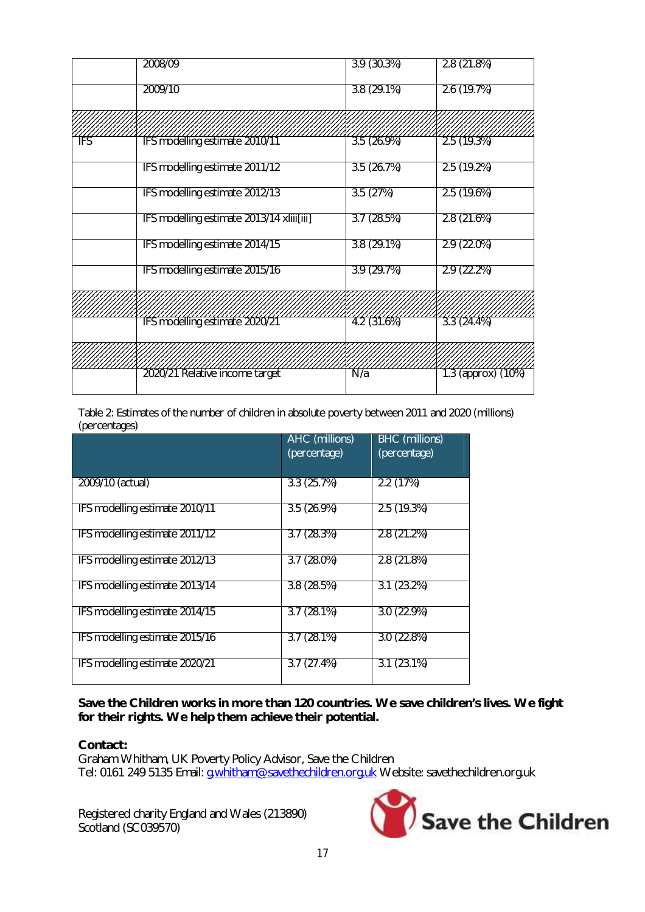| | | | |
|---|---|---|---|
| | 2008/09 | 3.9 (30.3%) | 2.8 (21.8%) |
| | 2009/10 | 3.8 (29.1%) | 2.6 (19.7%) |
| | | | |
| IFS | IFS modelling estimate 2010/11 | 3.5 (26.9%) | 2.5 (19.3%) |
| | IFS modelling estimate 2011/12 | 3.5 (26.7%) | 2.5 (19.2%) |
| | IFS modelling estimate 2012/13 | 3.5 (27%) | 2.5 (19.6%) |
| | IFS modelling estimate 2013/14 xliii[iii] | 3.7 (28.5%) | 2.8 (21.6%) |
| | IFS modelling estimate 2014/15 | 3.8 (29.1%) | 2.9 (22.0%) |
| | IFS modelling estimate 2015/16 | 3.9 (29.7%) | 2.9 (22.2%) |
| | | | |
| | IFS modelling estimate 2020/21 | 4.2 (31.6%) | 3.3 (24.4%) |
| | | | |
| | 2020/21 Relative income target | N/a | 1.3 (approx) (10%) |

Table 2: Estimates of the number of children in absolute poverty between 2011 and 2020 (millions) (percentages)

| | AHC (millions) (percentage) | BHC (millions) (percentage) |
|---|---|---|
| 2009/10 (actual) | 3.3 (25.7%) | 2.2 (17%) |
| IFS modelling estimate 2010/11 | 3.5 (26.9%) | 2.5 (19.3%) |
| IFS modelling estimate 2011/12 | 3.7 (28.3%) | 2.8 (21.2%) |
| IFS modelling estimate 2012/13 | 3.7 (28.0%) | 2.8 (21.8%) |
| IFS modelling estimate 2013/14 | 3.8 (28.5%) | 3.1 (23.2%) |
| IFS modelling estimate 2014/15 | 3.7 (28.1%) | 3.0 (22.9%) |
| IFS modelling estimate 2015/16 | 3.7 (28.1%) | 3.0 (22.8%) |
| IFS modelling estimate 2020/21 | 3.7 (27.4%) | 3.1 (23.1%) |

**Save the Children works in more than 120 countries. We save children's lives. We fight for their rights. We help them achieve their potential.**

**Contact:**
Graham Whitham, UK Poverty Policy Advisor, Save the Children
Tel: 0161 249 5135 Email: g.whitham@savethechildren.org.uk Website: savethechildren.org.uk

Registered charity England and Wales (213890)
Scotland (SC039570)

Save the Children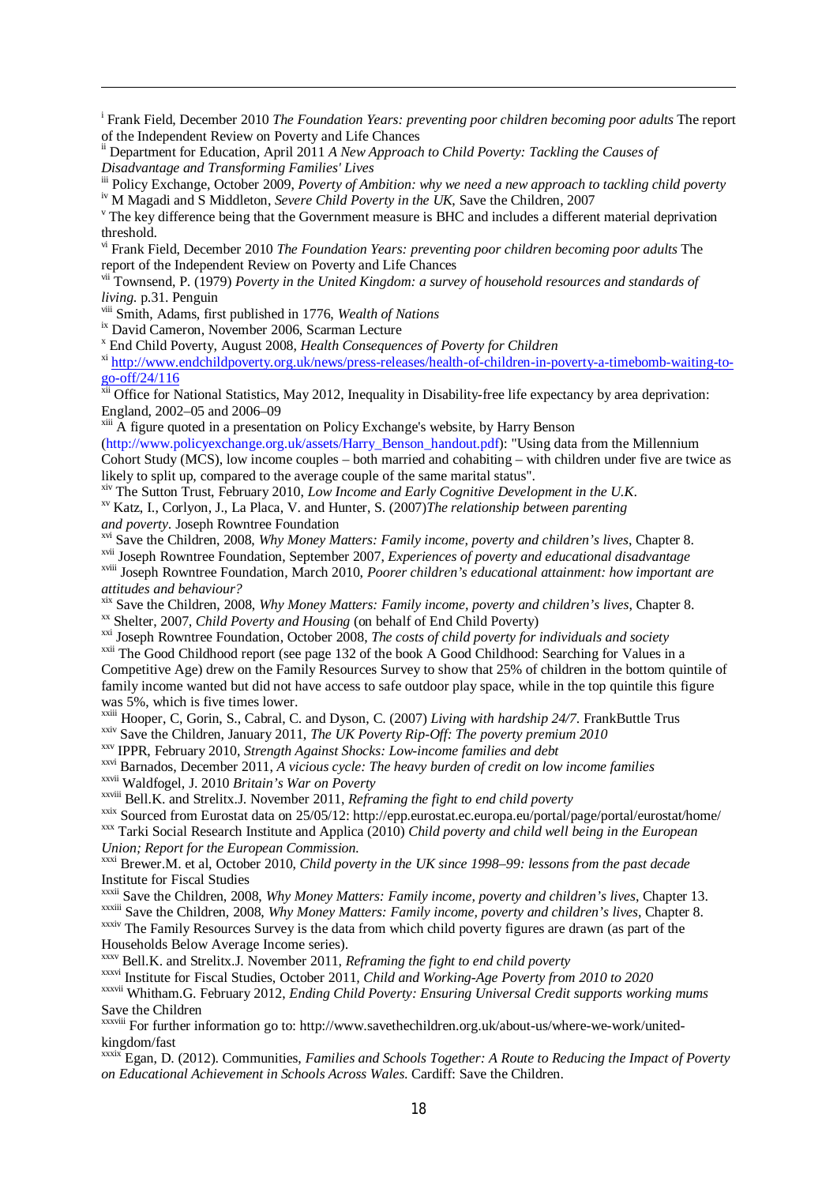[i] Frank Field, December 2010 *The Foundation Years: preventing poor children becoming poor adults* The report of the Independent Review on Poverty and Life Chances

[ii] Department for Education, April 2011 *A New Approach to Child Poverty: Tackling the Causes of Disadvantage and Transforming Families' Lives*

[iii] Policy Exchange, October 2009, *Poverty of Ambition: why we need a new approach to tackling child poverty*

[iv] M Magadi and S Middleton, *Severe Child Poverty in the UK*, Save the Children, 2007

[v] The key difference being that the Government measure is BHC and includes a different material deprivation threshold.

[vi] Frank Field, December 2010 *The Foundation Years: preventing poor children becoming poor adults* The report of the Independent Review on Poverty and Life Chances

[vii] Townsend, P. (1979) *Poverty in the United Kingdom: a survey of household resources and standards of living.* p.31. Penguin

[viii] Smith, Adams, first published in 1776, *Wealth of Nations*

[ix] David Cameron, November 2006, Scarman Lecture

[x] End Child Poverty, August 2008, *Health Consequences of Poverty for Children*

[xi] http://www.endchildpoverty.org.uk/news/press-releases/health-of-children-in-poverty-a-timebomb-waiting-to-go-off/24/116

[xii] Office for National Statistics, May 2012, Inequality in Disability-free life expectancy by area deprivation: England, 2002–05 and 2006–09

[xiii] A figure quoted in a presentation on Policy Exchange's website, by Harry Benson (http://www.policyexchange.org.uk/assets/Harry_Benson_handout.pdf): "Using data from the Millennium Cohort Study (MCS), low income couples – both married and cohabiting – with children under five are twice as likely to split up, compared to the average couple of the same marital status".

[xiv] The Sutton Trust, February 2010, *Low Income and Early Cognitive Development in the U.K.*

[xv] Katz, I., Corlyon, J., La Placa, V. and Hunter, S. (2007)*The relationship between parenting and poverty.* Joseph Rowntree Foundation

[xvi] Save the Children, 2008, *Why Money Matters: Family income, poverty and children's lives*, Chapter 8.

[xvii] Joseph Rowntree Foundation, September 2007, *Experiences of poverty and educational disadvantage*

[xviii] Joseph Rowntree Foundation, March 2010, *Poorer children's educational attainment: how important are attitudes and behaviour?*

[xix] Save the Children, 2008, *Why Money Matters: Family income, poverty and children's lives*, Chapter 8.

[xx] Shelter, 2007, *Child Poverty and Housing* (on behalf of End Child Poverty)

[xxi] Joseph Rowntree Foundation, October 2008, *The costs of child poverty for individuals and society*

[xxii] The Good Childhood report (see page 132 of the book A Good Childhood: Searching for Values in a Competitive Age) drew on the Family Resources Survey to show that 25% of children in the bottom quintile of family income wanted but did not have access to safe outdoor play space, while in the top quintile this figure was 5%, which is five times lower.

[xxiii] Hooper, C, Gorin, S., Cabral, C. and Dyson, C. (2007) *Living with hardship 24/7*. FrankButtle Trus

[xxiv] Save the Children, January 2011, *The UK Poverty Rip-Off: The poverty premium 2010*

[xxv] IPPR, February 2010, *Strength Against Shocks: Low-income families and debt*

[xxvi] Barnados, December 2011, *A vicious cycle: The heavy burden of credit on low income families*

[xxvii] Waldfogel, J. 2010 *Britain's War on Poverty*

[xxviii] Bell.K. and Strelitx.J. November 2011, *Reframing the fight to end child poverty*

[xxix] Sourced from Eurostat data on 25/05/12: http://epp.eurostat.ec.europa.eu/portal/page/portal/eurostat/home/

[xxx] Tarki Social Research Institute and Applica (2010) *Child poverty and child well being in the European Union; Report for the European Commission.*

[xxxi] Brewer.M. et al, October 2010, *Child poverty in the UK since 1998–99: lessons from the past decade* Institute for Fiscal Studies

[xxxii] Save the Children, 2008, *Why Money Matters: Family income, poverty and children's lives*, Chapter 13.

[xxxiii] Save the Children, 2008, *Why Money Matters: Family income, poverty and children's lives*, Chapter 8.

[xxxiv] The Family Resources Survey is the data from which child poverty figures are drawn (as part of the Households Below Average Income series).

[xxxv] Bell.K. and Strelitx.J. November 2011, *Reframing the fight to end child poverty*

[xxxvi] Institute for Fiscal Studies, October 2011, *Child and Working-Age Poverty from 2010 to 2020*

[xxxvii] Whitham.G. February 2012, *Ending Child Poverty: Ensuring Universal Credit supports working mums* Save the Children

[xxxviii] For further information go to: http://www.savethechildren.org.uk/about-us/where-we-work/united-kingdom/fast

[xxxix] Egan, D. (2012). Communities, *Families and Schools Together: A Route to Reducing the Impact of Poverty on Educational Achievement in Schools Across Wales.* Cardiff: Save the Children.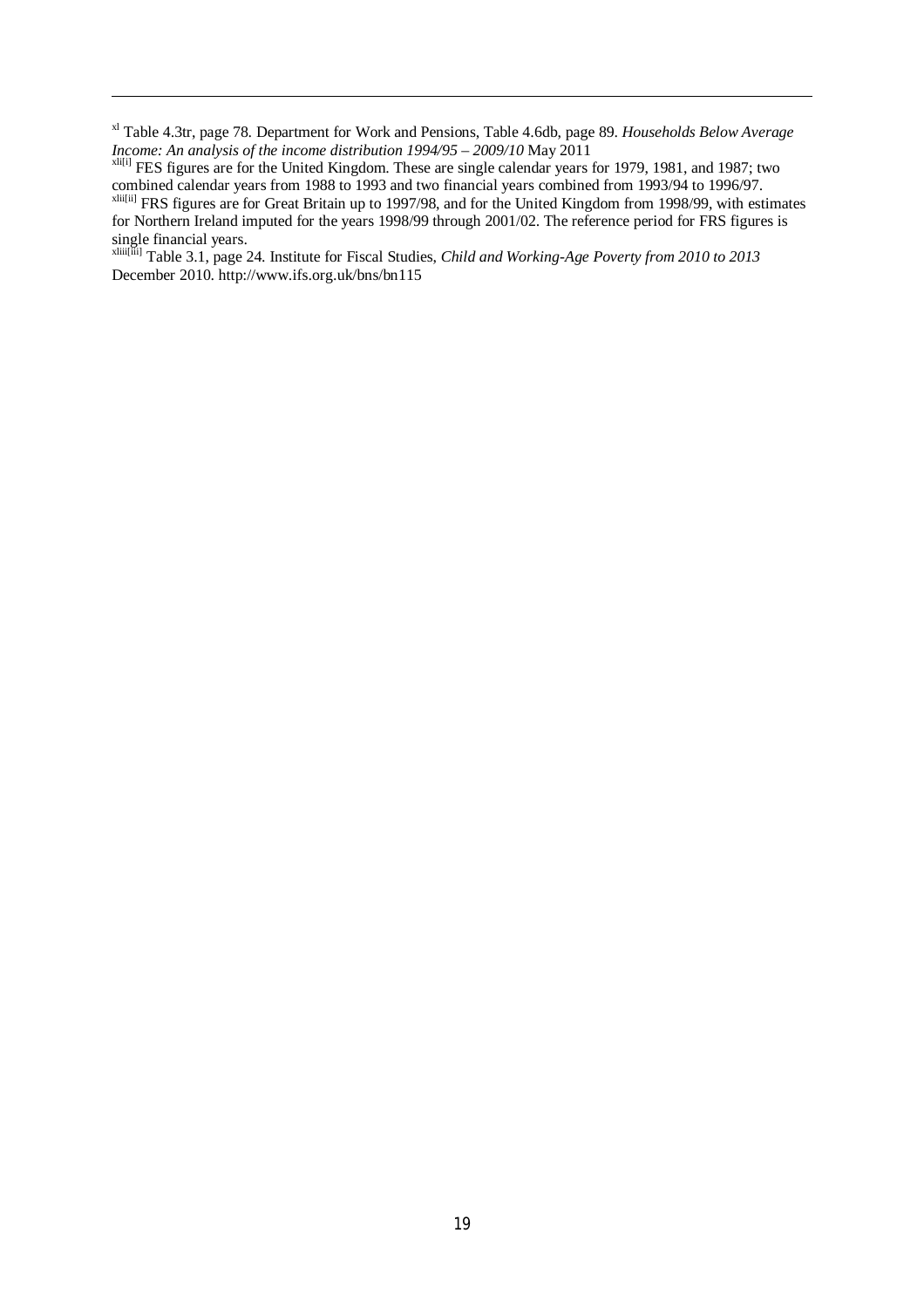[xl] Table 4.3tr, page 78. Department for Work and Pensions, Table 4.6db, page 89. *Households Below Average Income: An analysis of the income distribution 1994/95 – 2009/10* May 2011

[xli[i]] FES figures are for the United Kingdom. These are single calendar years for 1979, 1981, and 1987; two combined calendar years from 1988 to 1993 and two financial years combined from 1993/94 to 1996/97.

[xlii[ii]] FRS figures are for Great Britain up to 1997/98, and for the United Kingdom from 1998/99, with estimates for Northern Ireland imputed for the years 1998/99 through 2001/02. The reference period for FRS figures is single financial years.

[xliii[iii]] Table 3.1, page 24. Institute for Fiscal Studies, *Child and Working-Age Poverty from 2010 to 2013* December 2010. http://www.ifs.org.uk/bns/bn115